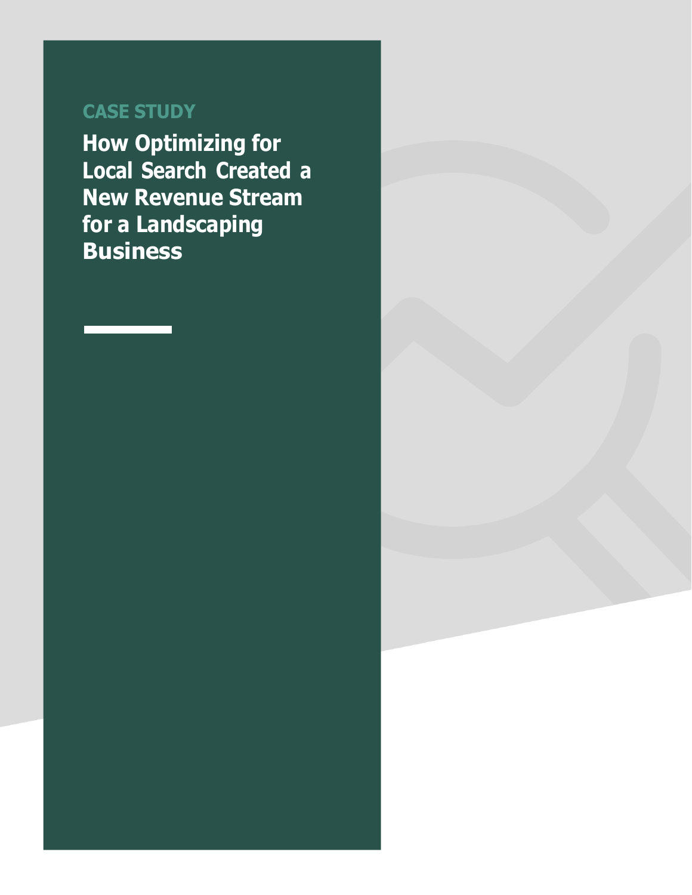CASE STUDY

# How Optimizing for Local Search Created a New Revenue Stream for a Landscaping Business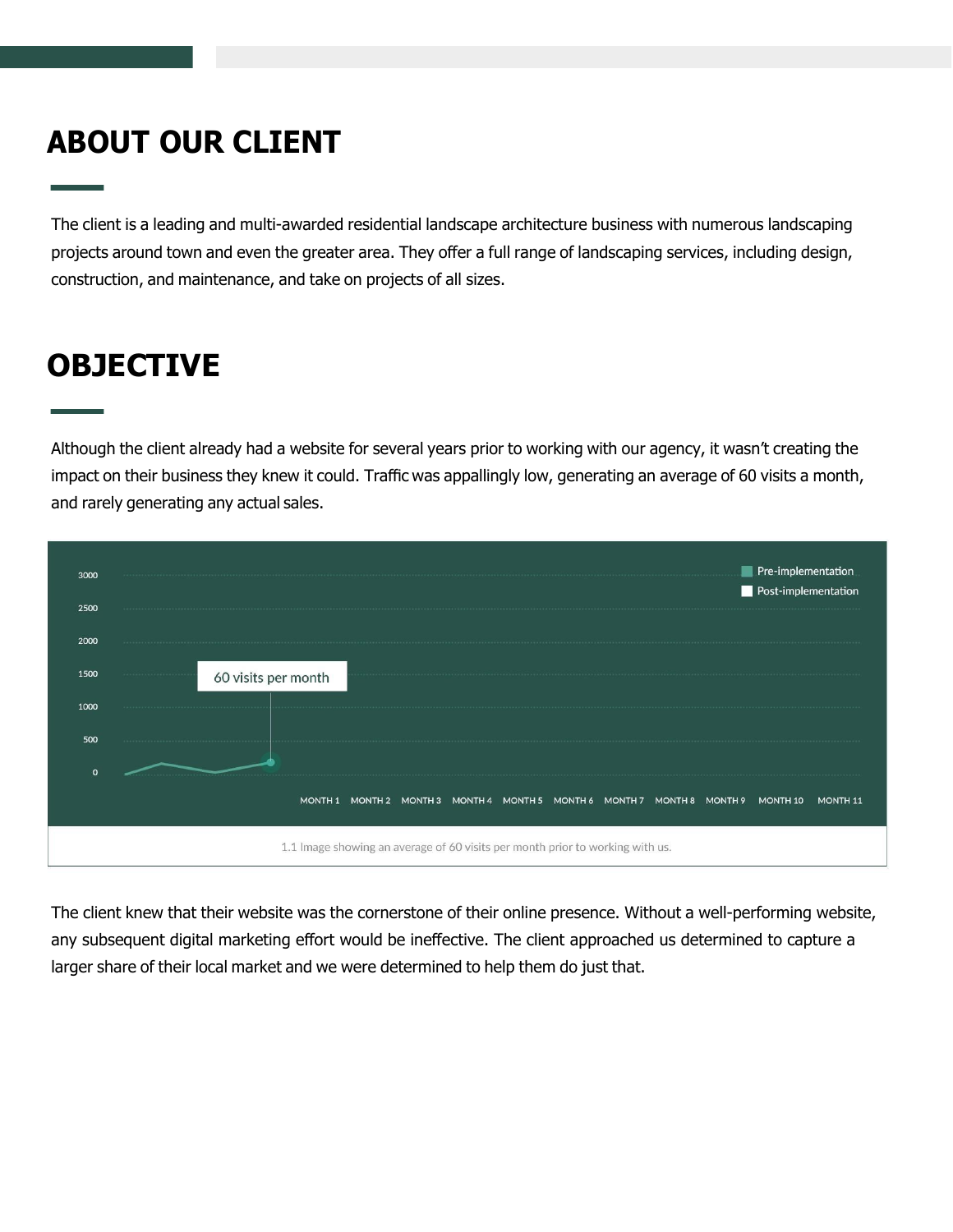## ABOUT OUR CLIENT

The client is a leading and multi-awarded residential landscape architecture business with numerous landscaping projects around town and even the greater area. They offer a full range of landscaping services, including design, construction, and maintenance, and take on projects of all sizes.

## OBJECTIVE

Although the client already had a website for several years prior to working with our agency, it wasn't creating the impact on their business they knew it could. Traffic was appallingly low, generating an average of 60 visits a month, and rarely generating any actual sales.

1.1 Image showing an average of 60 visits per month prior to working with us.

The client knew that their website was the cornerstone of their online presence. Without a well-performing website, any subsequent digital marketing effort would be ineffective. The client approached us determined to capture a larger share of their local market and we were determined to help them do just that.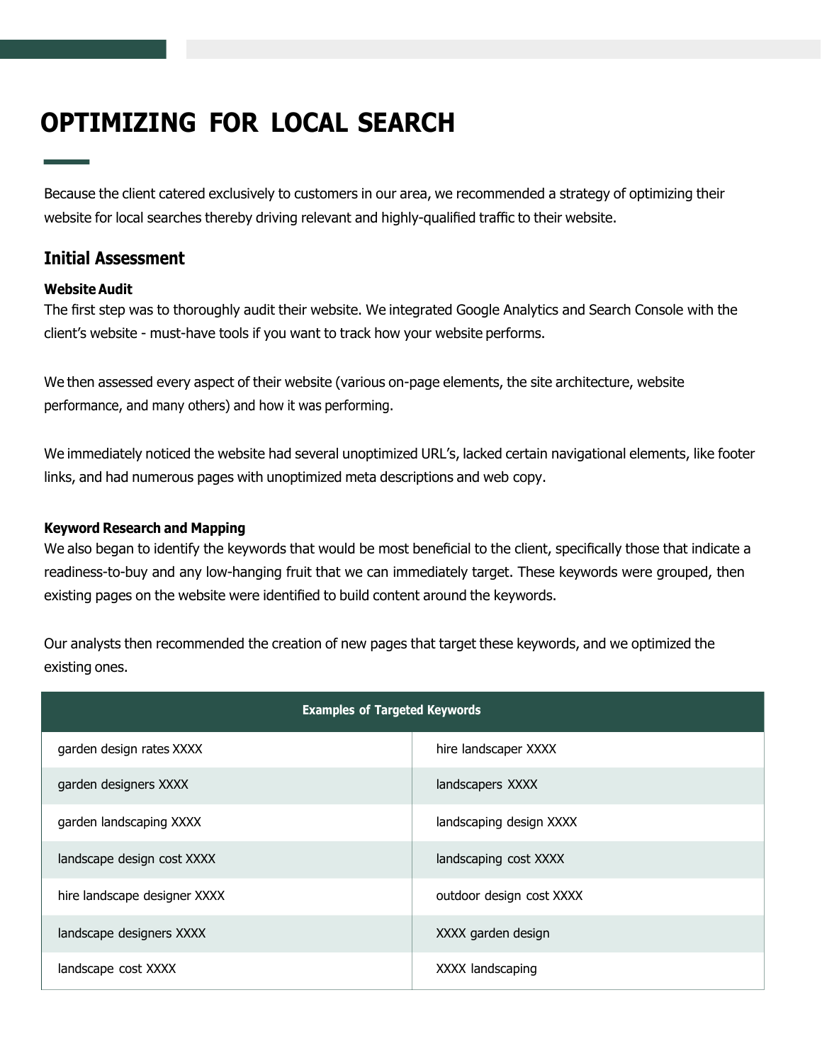# OPTIMIZING FOR LOCAL SEARCH

Because the client catered exclusively to customers in our area, we recommended a strategy of optimizing their website for local searches thereby driving relevant and highly-qualified traffic to their website.

## Initial Assessment

**Website Audit**

The first step was to thoroughly audit their website. We integrated Google Analytics and Search Console with the client's website - must-have tools if you want to track how your website performs.

We then assessed every aspect of their website (various on-page elements, the site architecture, website performance, and many others) and how it was performing.

We immediately noticed the website had several unoptimized URL's, lacked certain navigational elements, like footer links, and had numerous pages with unoptimized meta descriptions and web copy.

**Keyword Research and Mapping**

We also began to identify the keywords that would be most beneficial to the client, specifically those that indicate a readiness-to-buy and any low-hanging fruit that we can immediately target. These keywords were grouped, then existing pages on the website were identified to build content around the keywords.

Our analysts then recommended the creation of new pages that target these keywords, and we optimized the existing ones.

| Examples of Targeted Keywords | |
|---|---|
| garden design rates XXXX | hire landscaper XXXX |
| garden designers XXXX | landscapers XXXX |
| garden landscaping XXXX | landscaping design XXXX |
| landscape design cost XXXX | landscaping cost XXXX |
| hire landscape designer XXXX | outdoor design cost XXXX |
| landscape designers XXXX | XXXX garden design |
| landscape cost XXXX | XXXX landscaping |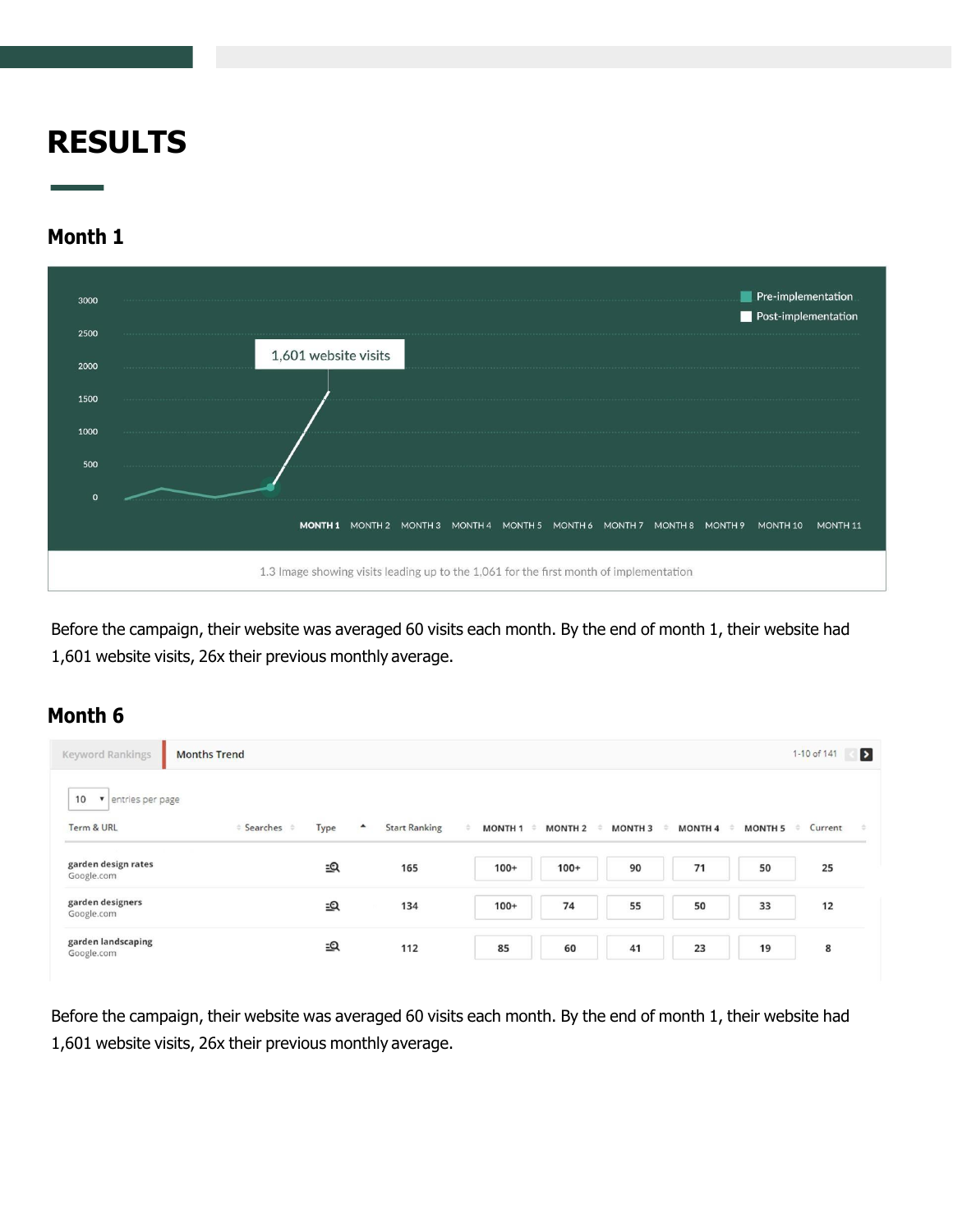# RESULTS

## Month 1

1.3 Image showing visits leading up to the 1,061 for the first month of implementation

Before the campaign, their website was averaged 60 visits each month. By the end of month 1, their website had 1,601 website visits, 26x their previous monthly average.

## Month 6

| Term & URL | Searches | Type | Start Ranking | MONTH 1 | MONTH 2 | MONTH 3 | MONTH 4 | MONTH 5 | Current |
|---|---|---|---|---|---|---|---|---|---|
| garden design rates<br>Google.com | | | 165 | 100+ | 100+ | 90 | 71 | 50 | 25 |
| garden designers<br>Google.com | | | 134 | 100+ | 74 | 55 | 50 | 33 | 12 |
| garden landscaping<br>Google.com | | | 112 | 85 | 60 | 41 | 23 | 19 | 8 |

Before the campaign, their website was averaged 60 visits each month. By the end of month 1, their website had 1,601 website visits, 26x their previous monthly average.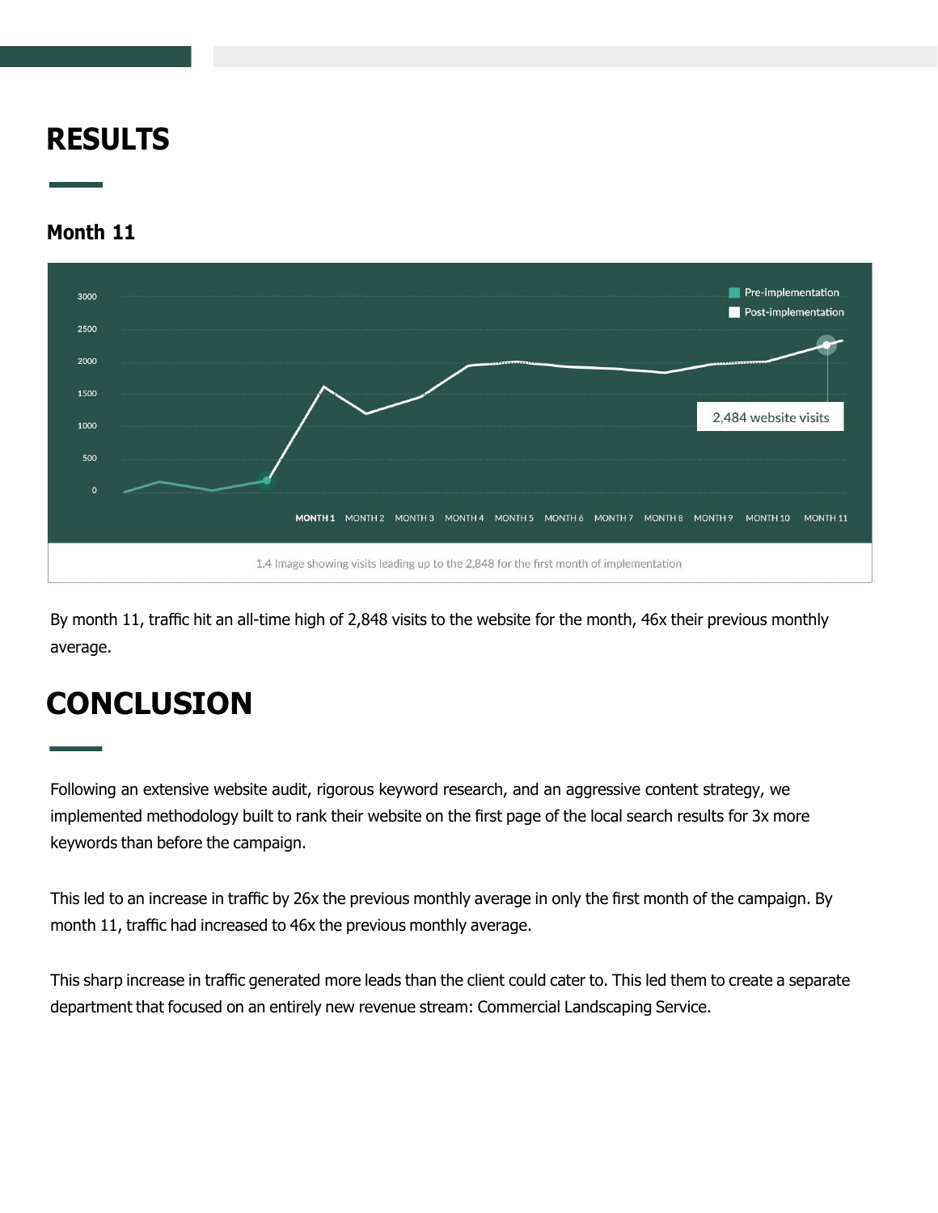# RESULTS

### Month 11

3000
2500
2000
1500
1000
500
0

Pre-implementation
Post-implementation

2,484 website visits

MONTH 1 MONTH 2 MONTH 3 MONTH 4 MONTH 5 MONTH 6 MONTH 7 MONTH 8 MONTH 9 MONTH 10 MONTH 11

1.4 Image showing visits leading up to the 2,848 for the first month of implementation

By month 11, traffic hit an all-time high of 2,848 visits to the website for the month, 46x their previous monthly average.

# CONCLUSION

Following an extensive website audit, rigorous keyword research, and an aggressive content strategy, we implemented methodology built to rank their website on the first page of the local search results for 3x more keywords than before the campaign.

This led to an increase in traffic by 26x the previous monthly average in only the first month of the campaign. By month 11, traffic had increased to 46x the previous monthly average.

This sharp increase in traffic generated more leads than the client could cater to. This led them to create a separate department that focused on an entirely new revenue stream: Commercial Landscaping Service.